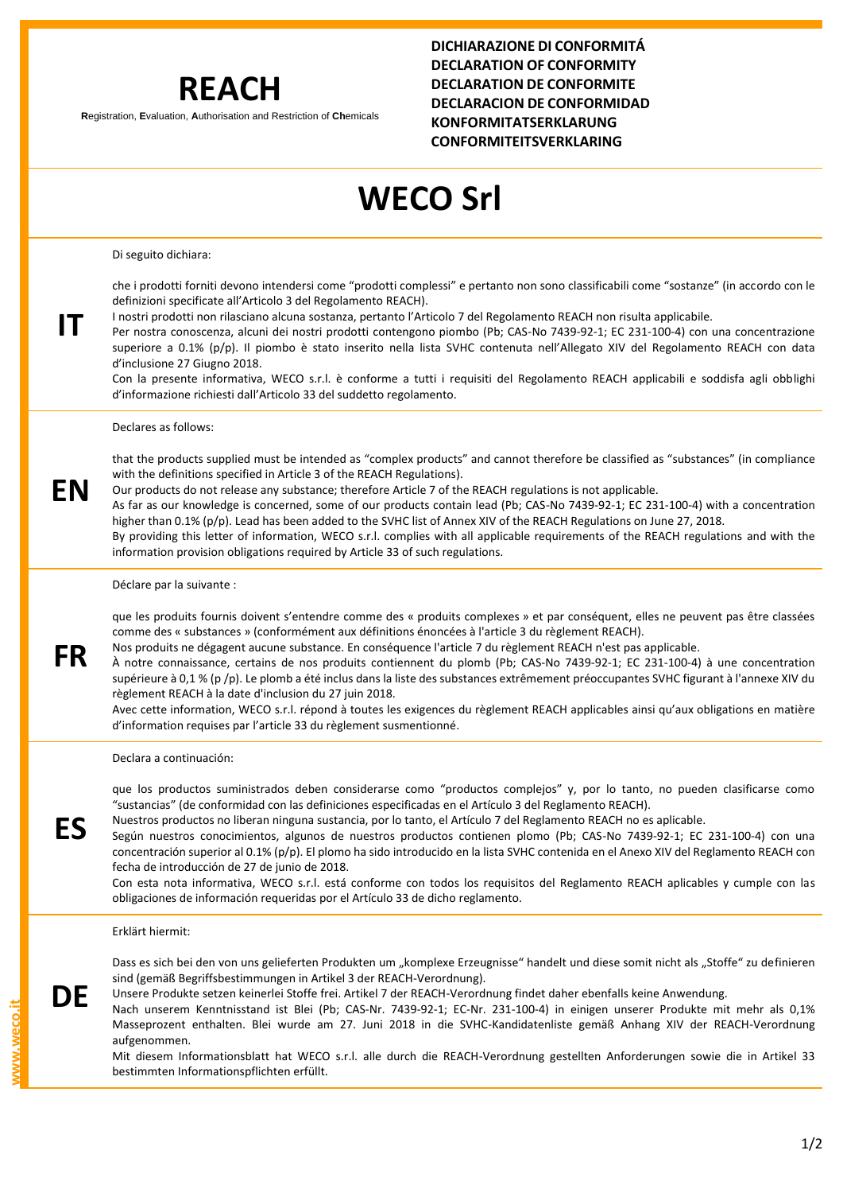# REACH

**R**egistration, **E**valuation, **A**uthorisation and Restriction of **Ch**emicals

**DICHIARAZIONE DI CONFORMITÁ**
**DECLARATION OF CONFORMITY**
**DECLARATION DE CONFORMITE**
**DECLARACION DE CONFORMIDAD**
**KONFORMITATSERKLARUNG**
**CONFORMITEITSVERKLARING**

# WECO Srl

## IT

Di seguito dichiara:

che i prodotti forniti devono intendersi come "prodotti complessi" e pertanto non sono classificabili come "sostanze" (in accordo con le definizioni specificate all'Articolo 3 del Regolamento REACH).
I nostri prodotti non rilasciano alcuna sostanza, pertanto l'Articolo 7 del Regolamento REACH non risulta applicabile.
Per nostra conoscenza, alcuni dei nostri prodotti contengono piombo (Pb; CAS-No 7439-92-1; EC 231-100-4) con una concentrazione superiore a 0.1% (p/p). Il piombo è stato inserito nella lista SVHC contenuta nell'Allegato XIV del Regolamento REACH con data d'inclusione 27 Giugno 2018.
Con la presente informativa, WECO s.r.l. è conforme a tutti i requisiti del Regolamento REACH applicabili e soddisfa agli obblighi d'informazione richiesti dall'Articolo 33 del suddetto regolamento.

## EN

Declares as follows:

that the products supplied must be intended as "complex products" and cannot therefore be classified as "substances" (in compliance with the definitions specified in Article 3 of the REACH Regulations).
Our products do not release any substance; therefore Article 7 of the REACH regulations is not applicable.
As far as our knowledge is concerned, some of our products contain lead (Pb; CAS-No 7439-92-1; EC 231-100-4) with a concentration higher than 0.1% (p/p). Lead has been added to the SVHC list of Annex XIV of the REACH Regulations on June 27, 2018.
By providing this letter of information, WECO s.r.l. complies with all applicable requirements of the REACH regulations and with the information provision obligations required by Article 33 of such regulations.

## FR

Déclare par la suivante :

que les produits fournis doivent s'entendre comme des « produits complexes » et par conséquent, elles ne peuvent pas être classées comme des « substances » (conformément aux définitions énoncées à l'article 3 du règlement REACH).
Nos produits ne dégagent aucune substance. En conséquence l'article 7 du règlement REACH n'est pas applicable.
À notre connaissance, certains de nos produits contiennent du plomb (Pb; CAS-No 7439-92-1; EC 231-100-4) à une concentration supérieure à 0,1 % (p /p). Le plomb a été inclus dans la liste des substances extrêmement préoccupantes SVHC figurant à l'annexe XIV du règlement REACH à la date d'inclusion du 27 juin 2018.
Avec cette information, WECO s.r.l. répond à toutes les exigences du règlement REACH applicables ainsi qu'aux obligations en matière d'information requises par l'article 33 du règlement susmentionné.

## ES

Declara a continuación:

que los productos suministrados deben considerarse como "productos complejos" y, por lo tanto, no pueden clasificarse como "sustancias" (de conformidad con las definiciones especificadas en el Artículo 3 del Reglamento REACH).
Nuestros productos no liberan ninguna sustancia, por lo tanto, el Artículo 7 del Reglamento REACH no es aplicable.
Según nuestros conocimientos, algunos de nuestros productos contienen plomo (Pb; CAS-No 7439-92-1; EC 231-100-4) con una concentración superior al 0.1% (p/p). El plomo ha sido introducido en la lista SVHC contenida en el Anexo XIV del Reglamento REACH con fecha de introducción de 27 de junio de 2018.
Con esta nota informativa, WECO s.r.l. está conforme con todos los requisitos del Reglamento REACH aplicables y cumple con las obligaciones de información requeridas por el Artículo 33 de dicho reglamento.

## DE

Erklärt hiermit:

Dass es sich bei den von uns gelieferten Produkten um „komplexe Erzeugnisse" handelt und diese somit nicht als „Stoffe" zu definieren sind (gemäß Begriffsbestimmungen in Artikel 3 der REACH-Verordnung).
Unsere Produkte setzen keinerlei Stoffe frei. Artikel 7 der REACH-Verordnung findet daher ebenfalls keine Anwendung.
Nach unserem Kenntnisstand ist Blei (Pb; CAS-Nr. 7439-92-1; EC-Nr. 231-100-4) in einigen unserer Produkte mit mehr als 0,1% Masseprozent enthalten. Blei wurde am 27. Juni 2018 in die SVHC-Kandidatenliste gemäß Anhang XIV der REACH-Verordnung aufgenommen.
Mit diesem Informationsblatt hat WECO s.r.l. alle durch die REACH-Verordnung gestellten Anforderungen sowie die in Artikel 33 bestimmten Informationspflichten erfüllt.

www.weco.it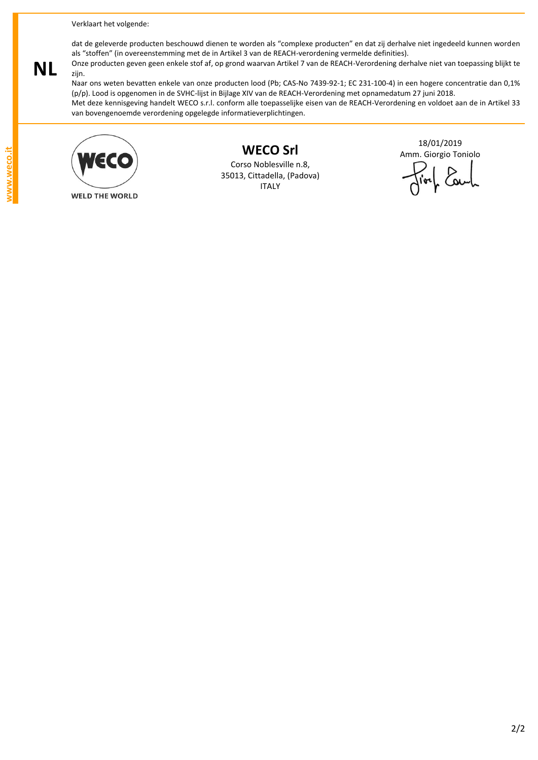**NL**

Verklaart het volgende:

dat de geleverde producten beschouwd dienen te worden als “complexe producten” en dat zij derhalve niet ingedeeld kunnen worden als “stoffen” (in overeenstemming met de in Artikel 3 van de REACH-verordening vermelde definities).
Onze producten geven geen enkele stof af, op grond waarvan Artikel 7 van de REACH-Verordening derhalve niet van toepassing blijkt te zijn.
Naar ons weten bevatten enkele van onze producten lood (Pb; CAS-No 7439-92-1; EC 231-100-4) in een hogere concentratie dan 0,1% (p/p). Lood is opgenomen in de SVHC-lijst in Bijlage XIV van de REACH-Verordening met opnamedatum 27 juni 2018.
Met deze kennisgeving handelt WECO s.r.l. conform alle toepasselijke eisen van de REACH-Verordening en voldoet aan de in Artikel 33 van bovengenoemde verordening opgelegde informatieverplichtingen.

WECO

WELD THE WORLD

**WECO Srl**

Corso Noblesville n.8,
35013, Cittadella, (Padova)
ITALY

18/01/2019
Amm. Giorgio Toniolo

www.weco.it